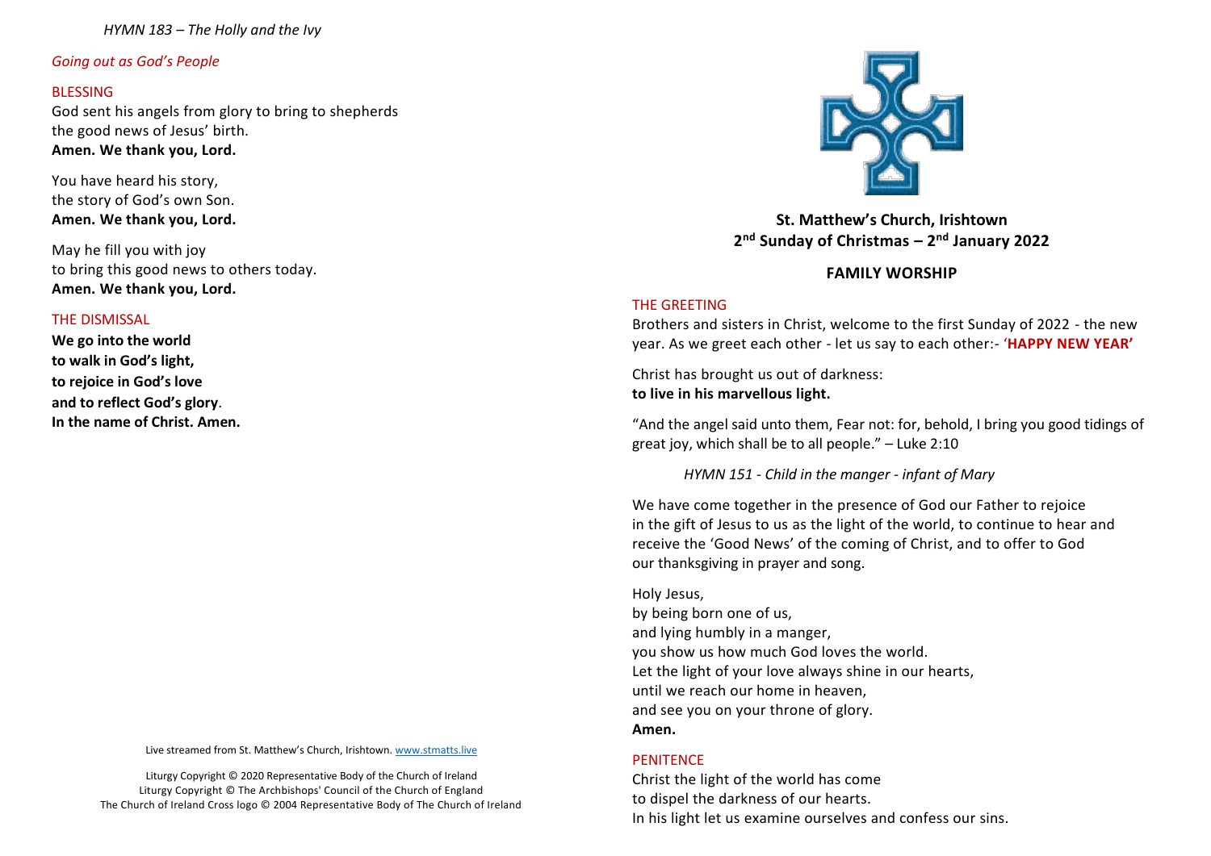*HYMN 183 – The Holly and the Ivy*

*Going out as God's People*

BLESSING

God sent his angels from glory to bring to shepherds
the good news of Jesus' birth.
**Amen. We thank you, Lord.**

You have heard his story,
the story of God's own Son.
**Amen. We thank you, Lord.**

May he fill you with joy
to bring this good news to others today.
**Amen. We thank you, Lord.**

THE DISMISSAL

**We go into the world**
**to walk in God's light,**
**to rejoice in God's love**
**and to reflect God's glory.**
**In the name of Christ. Amen.**

Live streamed from St. Matthew's Church, Irishtown. www.stmatts.live

Liturgy Copyright © 2020 Representative Body of the Church of Ireland
Liturgy Copyright © The Archbishops' Council of the Church of England
The Church of Ireland Cross logo © 2004 Representative Body of The Church of Ireland

**St. Matthew's Church, Irishtown**
**2nd Sunday of Christmas – 2nd January 2022**

**FAMILY WORSHIP**

THE GREETING

Brothers and sisters in Christ, welcome to the first Sunday of 2022 - the new year. As we greet each other - let us say to each other:- '**HAPPY NEW YEAR'**

Christ has brought us out of darkness:
**to live in his marvellous light.**

"And the angel said unto them, Fear not: for, behold, I bring you good tidings of great joy, which shall be to all people." – Luke 2:10

*HYMN 151 - Child in the manger - infant of Mary*

We have come together in the presence of God our Father to rejoice in the gift of Jesus to us as the light of the world, to continue to hear and receive the 'Good News' of the coming of Christ, and to offer to God our thanksgiving in prayer and song.

Holy Jesus,
by being born one of us,
and lying humbly in a manger,
you show us how much God loves the world.
Let the light of your love always shine in our hearts,
until we reach our home in heaven,
and see you on your throne of glory.
**Amen.**

PENITENCE

Christ the light of the world has come
to dispel the darkness of our hearts.
In his light let us examine ourselves and confess our sins.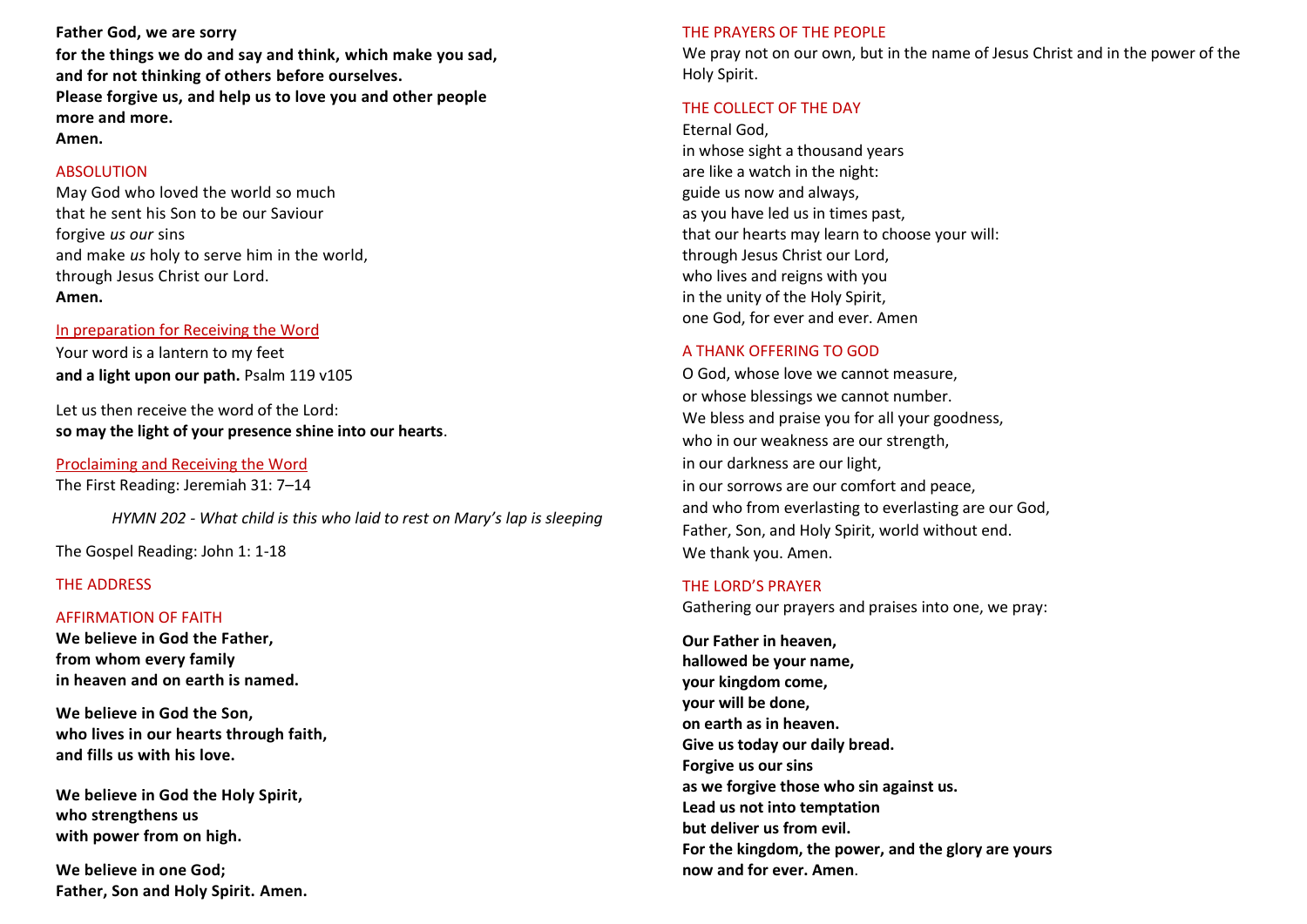**Father God, we are sorry**
**for the things we do and say and think, which make you sad,**
**and for not thinking of others before ourselves.**
**Please forgive us, and help us to love you and other people**
**more and more.**
**Amen.**

### ABSOLUTION

May God who loved the world so much
that he sent his Son to be our Saviour
forgive *us our* sins
and make *us* holy to serve him in the world,
through Jesus Christ our Lord.
**Amen.**

### In preparation for Receiving the Word

Your word is a lantern to my feet
**and a light upon our path.** Psalm 119 v105

Let us then receive the word of the Lord:
**so may the light of your presence shine into our hearts**.

### Proclaiming and Receiving the Word

The First Reading: Jeremiah 31: 7–14

*HYMN 202 - What child is this who laid to rest on Mary's lap is sleeping*

The Gospel Reading: John 1: 1-18

### THE ADDRESS

### AFFIRMATION OF FAITH

**We believe in God the Father,**
**from whom every family**
**in heaven and on earth is named.**

**We believe in God the Son,**
**who lives in our hearts through faith,**
**and fills us with his love.**

**We believe in God the Holy Spirit,**
**who strengthens us**
**with power from on high.**

**We believe in one God;**
**Father, Son and Holy Spirit. Amen.**

### THE PRAYERS OF THE PEOPLE

We pray not on our own, but in the name of Jesus Christ and in the power of the Holy Spirit.

### THE COLLECT OF THE DAY

Eternal God,
in whose sight a thousand years
are like a watch in the night:
guide us now and always,
as you have led us in times past,
that our hearts may learn to choose your will:
through Jesus Christ our Lord,
who lives and reigns with you
in the unity of the Holy Spirit,
one God, for ever and ever. Amen

### A THANK OFFERING TO GOD

O God, whose love we cannot measure,
or whose blessings we cannot number.
We bless and praise you for all your goodness,
who in our weakness are our strength,
in our darkness are our light,
in our sorrows are our comfort and peace,
and who from everlasting to everlasting are our God,
Father, Son, and Holy Spirit, world without end.
We thank you. Amen.

### THE LORD'S PRAYER

Gathering our prayers and praises into one, we pray:

**Our Father in heaven,**
**hallowed be your name,**
**your kingdom come,**
**your will be done,**
**on earth as in heaven.**
**Give us today our daily bread.**
**Forgive us our sins**
**as we forgive those who sin against us.**
**Lead us not into temptation**
**but deliver us from evil.**
**For the kingdom, the power, and the glory are yours**
**now and for ever. Amen**.